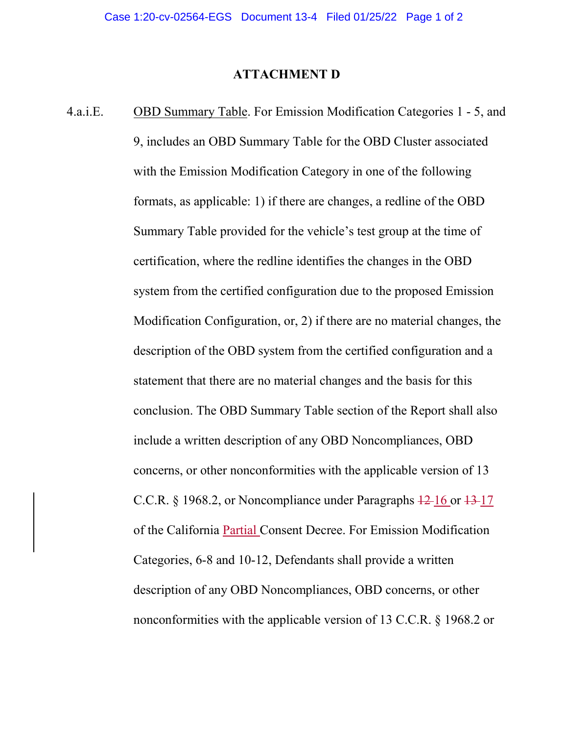# ATTACHMENT D

4.a.i.E. OBD Summary Table. For Emission Modification Categories 1 - 5, and 9, includes an OBD Summary Table for the OBD Cluster associated with the Emission Modification Category in one of the following formats, as applicable: 1) if there are changes, a redline of the OBD Summary Table provided for the vehicle's test group at the time of certification, where the redline identifies the changes in the OBD system from the certified configuration due to the proposed Emission Modification Configuration, or, 2) if there are no material changes, the description of the OBD system from the certified configuration and a statement that there are no material changes and the basis for this conclusion. The OBD Summary Table section of the Report shall also include a written description of any OBD Noncompliances, OBD concerns, or other nonconformities with the applicable version of 13 C.C.R. § 1968.2, or Noncompliance under Paragraphs ~~12~~ 16 or ~~13~~ 17 of the California Partial Consent Decree. For Emission Modification Categories, 6-8 and 10-12, Defendants shall provide a written description of any OBD Noncompliances, OBD concerns, or other nonconformities with the applicable version of 13 C.C.R. § 1968.2 or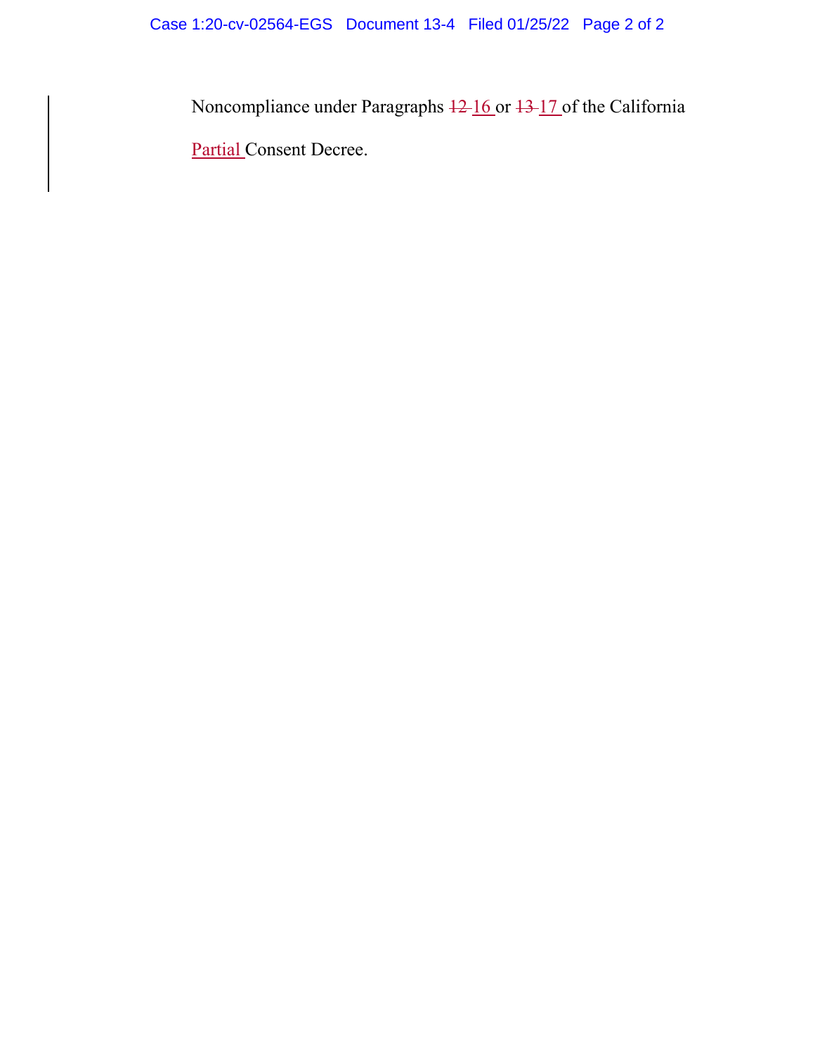Noncompliance under Paragraphs ~~12~~ 16 or ~~13~~ 17 of the California Partial Consent Decree.